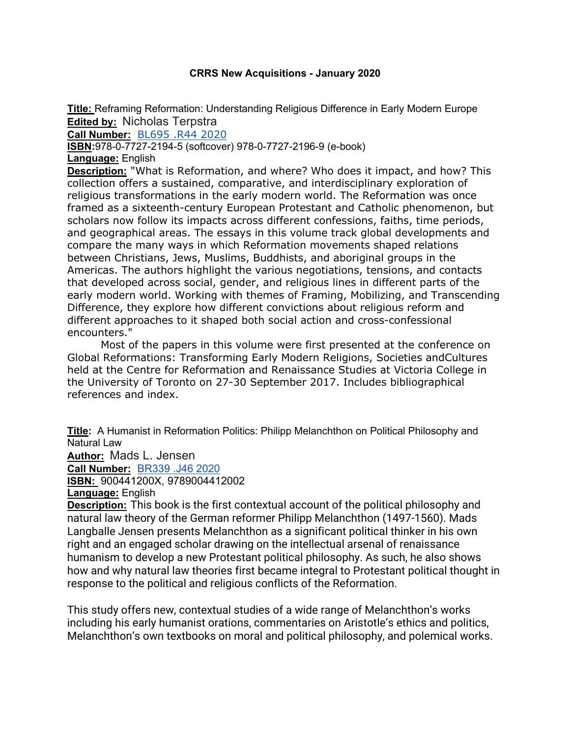# CRRS New Acquisitions - January 2020

**Title:** Reframing Reformation: Understanding Religious Difference in Early Modern Europe
**Edited by:** Nicholas Terpstra
**Call Number:** BL695 .R44 2020
**ISBN:** 978-0-7727-2194-5 (softcover) 978-0-7727-2196-9 (e-book)
**Language:** English
**Description:** "What is Reformation, and where? Who does it impact, and how? This collection offers a sustained, comparative, and interdisciplinary exploration of religious transformations in the early modern world. The Reformation was once framed as a sixteenth-century European Protestant and Catholic phenomenon, but scholars now follow its impacts across different confessions, faiths, time periods, and geographical areas. The essays in this volume track global developments and compare the many ways in which Reformation movements shaped relations between Christians, Jews, Muslims, Buddhists, and aboriginal groups in the Americas. The authors highlight the various negotiations, tensions, and contacts that developed across social, gender, and religious lines in different parts of the early modern world. Working with themes of Framing, Mobilizing, and Transcending Difference, they explore how different convictions about religious reform and different approaches to it shaped both social action and cross-confessional encounters."

Most of the papers in this volume were first presented at the conference on Global Reformations: Transforming Early Modern Religions, Societies andCultures held at the Centre for Reformation and Renaissance Studies at Victoria College in the University of Toronto on 27-30 September 2017. Includes bibliographical references and index.

**Title:** A Humanist in Reformation Politics: Philipp Melanchthon on Political Philosophy and Natural Law
**Author:** Mads L. Jensen
**Call Number:** BR339 .J46 2020
**ISBN:** 900441200X, 9789004412002
**Language:** English
**Description:** This book is the first contextual account of the political philosophy and natural law theory of the German reformer Philipp Melanchthon (1497-1560). Mads Langballe Jensen presents Melanchthon as a significant political thinker in his own right and an engaged scholar drawing on the intellectual arsenal of renaissance humanism to develop a new Protestant political philosophy. As such, he also shows how and why natural law theories first became integral to Protestant political thought in response to the political and religious conflicts of the Reformation.

This study offers new, contextual studies of a wide range of Melanchthon's works including his early humanist orations, commentaries on Aristotle's ethics and politics, Melanchthon's own textbooks on moral and political philosophy, and polemical works.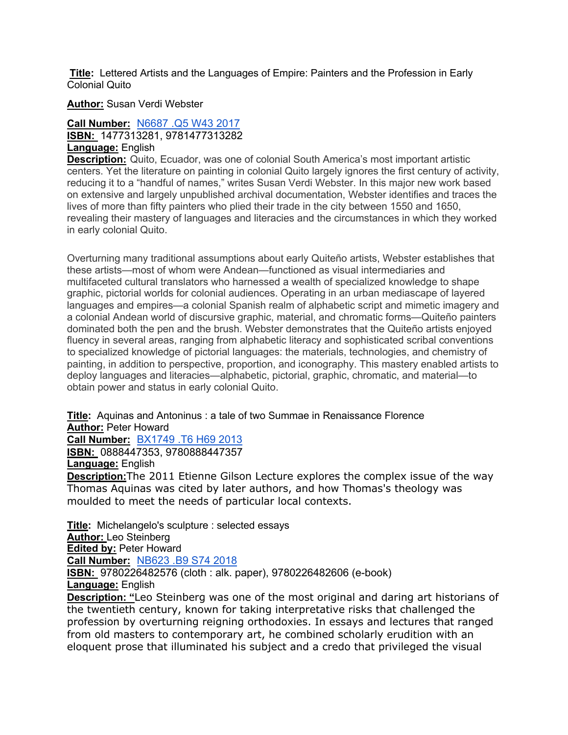**Title:** Lettered Artists and the Languages of Empire: Painters and the Profession in Early Colonial Quito

**Author:** Susan Verdi Webster

**Call Number:** N6687 .Q5 W43 2017
**ISBN:** 1477313281, 9781477313282
**Language:** English
**Description:** Quito, Ecuador, was one of colonial South America's most important artistic centers. Yet the literature on painting in colonial Quito largely ignores the first century of activity, reducing it to a "handful of names," writes Susan Verdi Webster. In this major new work based on extensive and largely unpublished archival documentation, Webster identifies and traces the lives of more than fifty painters who plied their trade in the city between 1550 and 1650, revealing their mastery of languages and literacies and the circumstances in which they worked in early colonial Quito.

Overturning many traditional assumptions about early Quiteño artists, Webster establishes that these artists—most of whom were Andean—functioned as visual intermediaries and multifaceted cultural translators who harnessed a wealth of specialized knowledge to shape graphic, pictorial worlds for colonial audiences. Operating in an urban mediascape of layered languages and empires—a colonial Spanish realm of alphabetic script and mimetic imagery and a colonial Andean world of discursive graphic, material, and chromatic forms—Quiteño painters dominated both the pen and the brush. Webster demonstrates that the Quiteño artists enjoyed fluency in several areas, ranging from alphabetic literacy and sophisticated scribal conventions to specialized knowledge of pictorial languages: the materials, technologies, and chemistry of painting, in addition to perspective, proportion, and iconography. This mastery enabled artists to deploy languages and literacies—alphabetic, pictorial, graphic, chromatic, and material—to obtain power and status in early colonial Quito.

**Title:** Aquinas and Antoninus : a tale of two Summae in Renaissance Florence
**Author:** Peter Howard
**Call Number:** BX1749 .T6 H69 2013
**ISBN:** 0888447353, 9780888447357
**Language:** English
**Description:** The 2011 Etienne Gilson Lecture explores the complex issue of the way Thomas Aquinas was cited by later authors, and how Thomas's theology was moulded to meet the needs of particular local contexts.

**Title:** Michelangelo's sculpture : selected essays
**Author:** Leo Steinberg
**Edited by:** Peter Howard
**Call Number:** NB623 .B9 S74 2018
**ISBN:** 9780226482576 (cloth : alk. paper), 9780226482606 (e-book)
**Language:** English
**Description:** "Leo Steinberg was one of the most original and daring art historians of the twentieth century, known for taking interpretative risks that challenged the profession by overturning reigning orthodoxies. In essays and lectures that ranged from old masters to contemporary art, he combined scholarly erudition with an eloquent prose that illuminated his subject and a credo that privileged the visual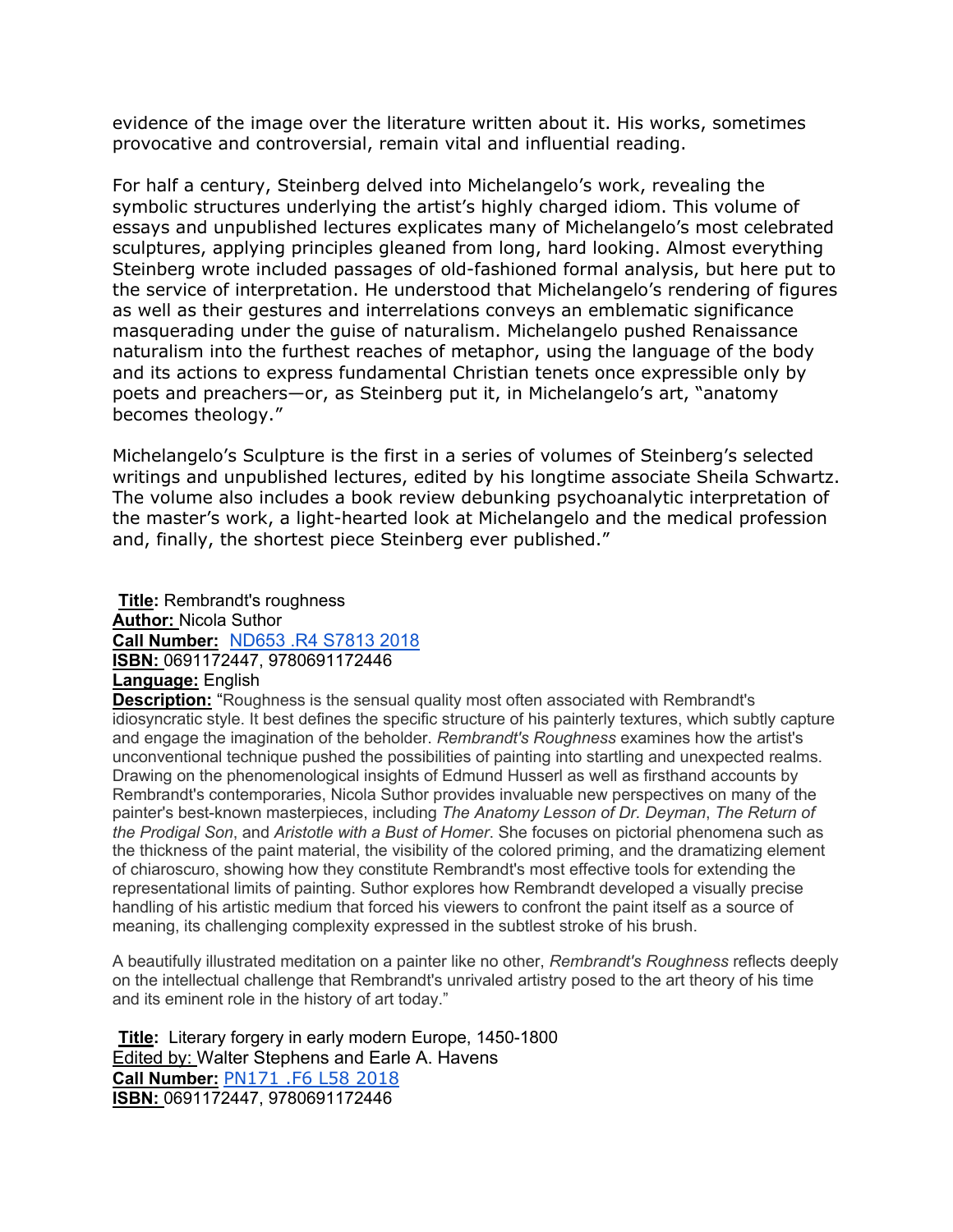evidence of the image over the literature written about it. His works, sometimes provocative and controversial, remain vital and influential reading.

For half a century, Steinberg delved into Michelangelo's work, revealing the symbolic structures underlying the artist's highly charged idiom. This volume of essays and unpublished lectures explicates many of Michelangelo's most celebrated sculptures, applying principles gleaned from long, hard looking. Almost everything Steinberg wrote included passages of old-fashioned formal analysis, but here put to the service of interpretation. He understood that Michelangelo's rendering of figures as well as their gestures and interrelations conveys an emblematic significance masquerading under the guise of naturalism. Michelangelo pushed Renaissance naturalism into the furthest reaches of metaphor, using the language of the body and its actions to express fundamental Christian tenets once expressible only by poets and preachers—or, as Steinberg put it, in Michelangelo's art, "anatomy becomes theology."

Michelangelo's Sculpture is the first in a series of volumes of Steinberg's selected writings and unpublished lectures, edited by his longtime associate Sheila Schwartz. The volume also includes a book review debunking psychoanalytic interpretation of the master's work, a light-hearted look at Michelangelo and the medical profession and, finally, the shortest piece Steinberg ever published."

**Title:** Rembrandt's roughness
**Author:** Nicola Suthor
**Call Number:** ND653 .R4 S7813 2018
**ISBN:** 0691172447, 9780691172446
**Language:** English
**Description:** "Roughness is the sensual quality most often associated with Rembrandt's idiosyncratic style. It best defines the specific structure of his painterly textures, which subtly capture and engage the imagination of the beholder. *Rembrandt's Roughness* examines how the artist's unconventional technique pushed the possibilities of painting into startling and unexpected realms. Drawing on the phenomenological insights of Edmund Husserl as well as firsthand accounts by Rembrandt's contemporaries, Nicola Suthor provides invaluable new perspectives on many of the painter's best-known masterpieces, including *The Anatomy Lesson of Dr. Deyman*, *The Return of the Prodigal Son*, and *Aristotle with a Bust of Homer*. She focuses on pictorial phenomena such as the thickness of the paint material, the visibility of the colored priming, and the dramatizing element of chiaroscuro, showing how they constitute Rembrandt's most effective tools for extending the representational limits of painting. Suthor explores how Rembrandt developed a visually precise handling of his artistic medium that forced his viewers to confront the paint itself as a source of meaning, its challenging complexity expressed in the subtlest stroke of his brush.

A beautifully illustrated meditation on a painter like no other, *Rembrandt's Roughness* reflects deeply on the intellectual challenge that Rembrandt's unrivaled artistry posed to the art theory of his time and its eminent role in the history of art today."

**Title:** Literary forgery in early modern Europe, 1450-1800
Edited by: Walter Stephens and Earle A. Havens
**Call Number:** PN171 .F6 L58 2018
**ISBN:** 0691172447, 9780691172446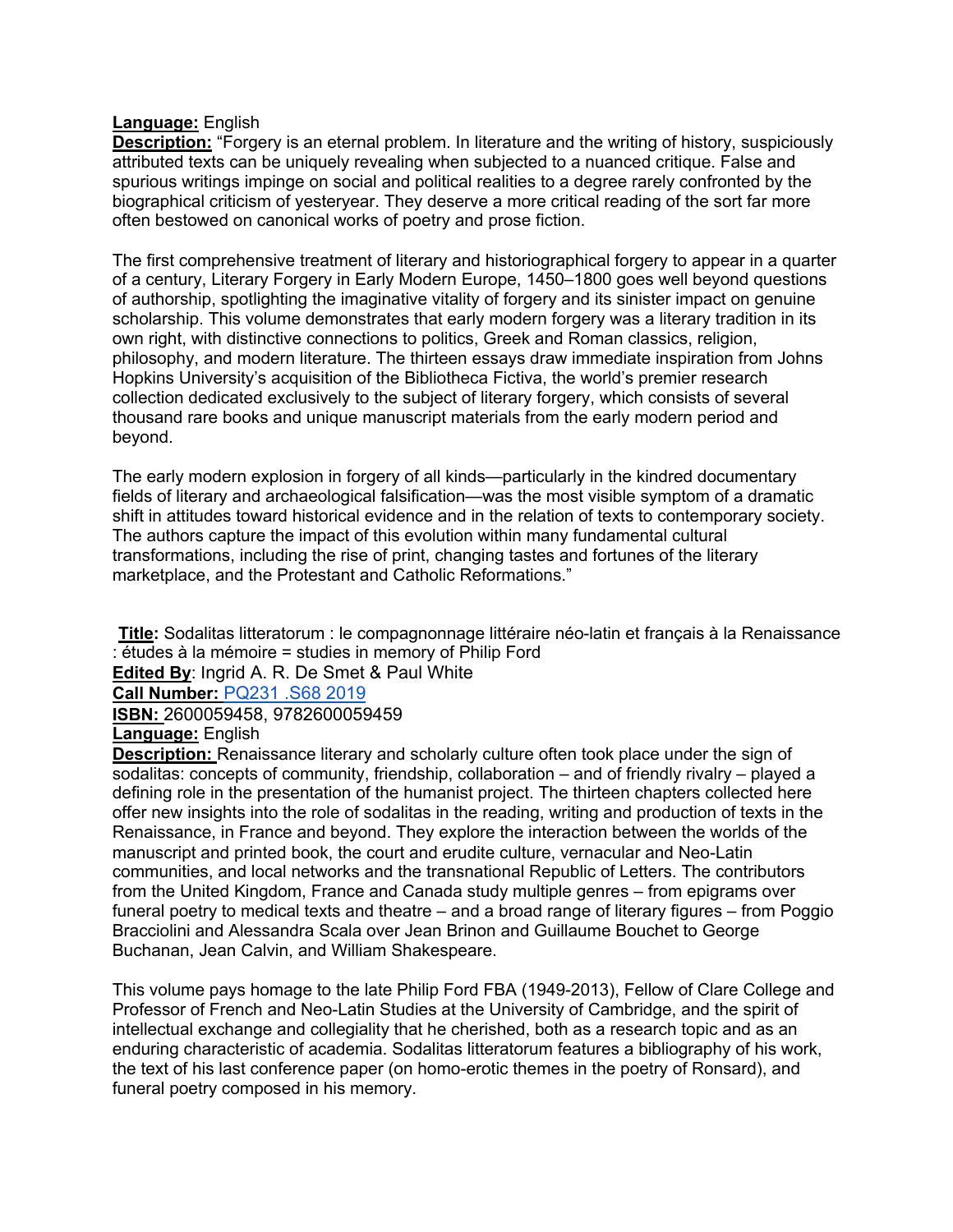**Language:** English
**Description:** "Forgery is an eternal problem. In literature and the writing of history, suspiciously attributed texts can be uniquely revealing when subjected to a nuanced critique. False and spurious writings impinge on social and political realities to a degree rarely confronted by the biographical criticism of yesteryear. They deserve a more critical reading of the sort far more often bestowed on canonical works of poetry and prose fiction.

The first comprehensive treatment of literary and historiographical forgery to appear in a quarter of a century, Literary Forgery in Early Modern Europe, 1450–1800 goes well beyond questions of authorship, spotlighting the imaginative vitality of forgery and its sinister impact on genuine scholarship. This volume demonstrates that early modern forgery was a literary tradition in its own right, with distinctive connections to politics, Greek and Roman classics, religion, philosophy, and modern literature. The thirteen essays draw immediate inspiration from Johns Hopkins University's acquisition of the Bibliotheca Fictiva, the world's premier research collection dedicated exclusively to the subject of literary forgery, which consists of several thousand rare books and unique manuscript materials from the early modern period and beyond.

The early modern explosion in forgery of all kinds—particularly in the kindred documentary fields of literary and archaeological falsification—was the most visible symptom of a dramatic shift in attitudes toward historical evidence and in the relation of texts to contemporary society. The authors capture the impact of this evolution within many fundamental cultural transformations, including the rise of print, changing tastes and fortunes of the literary marketplace, and the Protestant and Catholic Reformations."

**Title:** Sodalitas litteratorum : le compagnonnage littéraire néo-latin et français à la Renaissance : études à la mémoire = studies in memory of Philip Ford
**Edited By**: Ingrid A. R. De Smet & Paul White
**Call Number:** PQ231 .S68 2019
**ISBN:** 2600059458, 9782600059459
**Language:** English
**Description:** Renaissance literary and scholarly culture often took place under the sign of sodalitas: concepts of community, friendship, collaboration – and of friendly rivalry – played a defining role in the presentation of the humanist project. The thirteen chapters collected here offer new insights into the role of sodalitas in the reading, writing and production of texts in the Renaissance, in France and beyond. They explore the interaction between the worlds of the manuscript and printed book, the court and erudite culture, vernacular and Neo-Latin communities, and local networks and the transnational Republic of Letters. The contributors from the United Kingdom, France and Canada study multiple genres – from epigrams over funeral poetry to medical texts and theatre – and a broad range of literary figures – from Poggio Bracciolini and Alessandra Scala over Jean Brinon and Guillaume Bouchet to George Buchanan, Jean Calvin, and William Shakespeare.

This volume pays homage to the late Philip Ford FBA (1949-2013), Fellow of Clare College and Professor of French and Neo-Latin Studies at the University of Cambridge, and the spirit of intellectual exchange and collegiality that he cherished, both as a research topic and as an enduring characteristic of academia. Sodalitas litteratorum features a bibliography of his work, the text of his last conference paper (on homo-erotic themes in the poetry of Ronsard), and funeral poetry composed in his memory.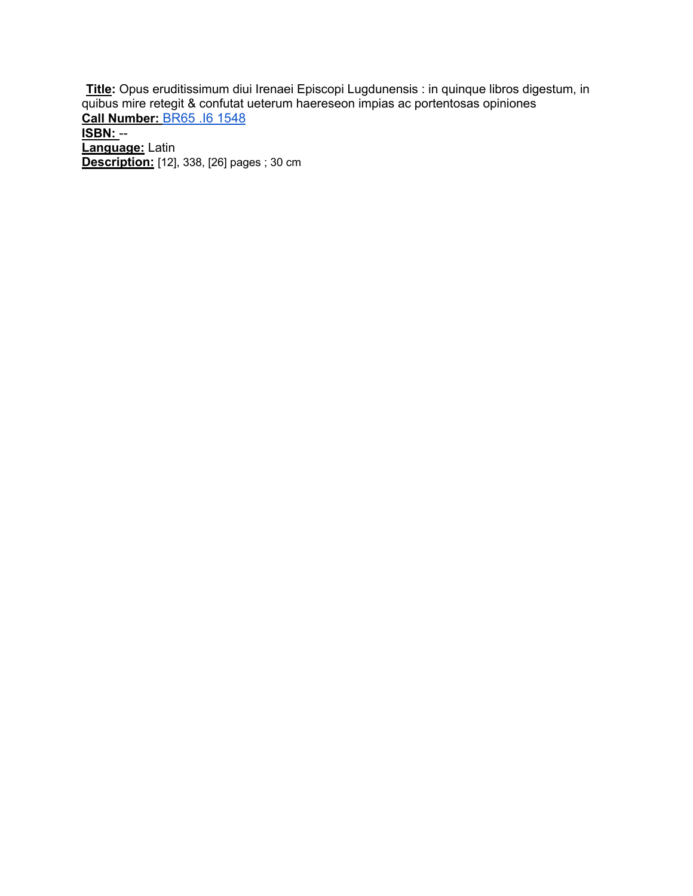**Title:** Opus eruditissimum diui Irenaei Episcopi Lugdunensis : in quinque libros digestum, in quibus mire retegit & confutat ueterum haereseon impias ac portentosas opiniones
**Call Number:** BR65 .I6 1548
**ISBN:** --
**Language:** Latin
**Description:** [12], 338, [26] pages ; 30 cm